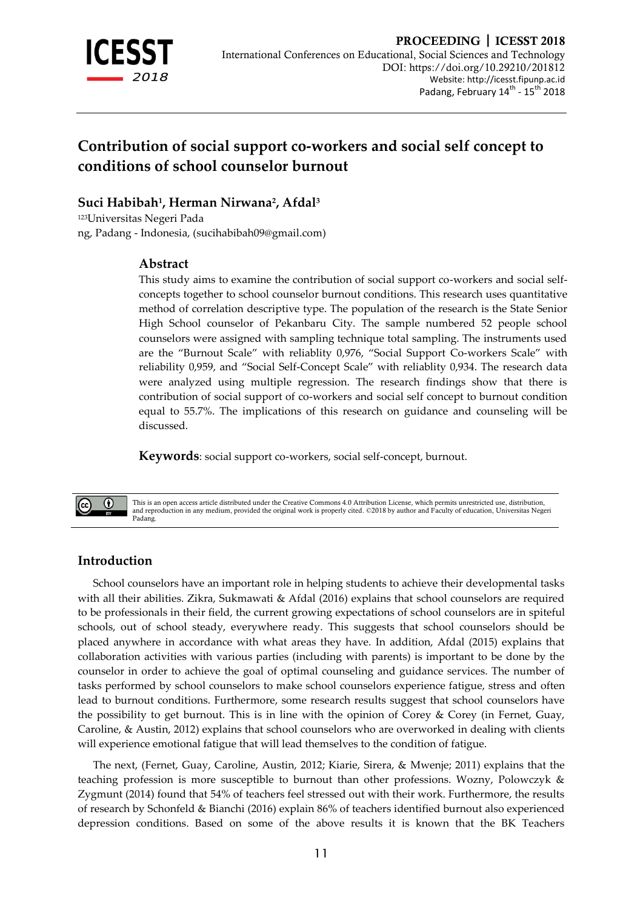# Contribution of social support co-workers and social self concept to conditions of school counselor burnout

**Suci Habibah[1], Herman Nirwana[2], Afdal[3]**

[123]Universitas Negeri Pada
ng, Padang - Indonesia, (sucihabibah09@gmail.com)

## Abstract

This study aims to examine the contribution of social support co-workers and social self-concepts together to school counselor burnout conditions. This research uses quantitative method of correlation descriptive type. The population of the research is the State Senior High School counselor of Pekanbaru City. The sample numbered 52 people school counselors were assigned with sampling technique total sampling. The instruments used are the "Burnout Scale" with reliablity 0,976, "Social Support Co-workers Scale" with reliability 0,959, and "Social Self-Concept Scale" with reliablity 0,934. The research data were analyzed using multiple regression. The research findings show that there is contribution of social support of co-workers and social self concept to burnout condition equal to 55.7%. The implications of this research on guidance and counseling will be discussed.

**Keywords**: social support co-workers, social self-concept, burnout.

This is an open access article distributed under the Creative Commons 4.0 Attribution License, which permits unrestricted use, distribution, and reproduction in any medium, provided the original work is properly cited. ©2018 by author and Faculty of education, Universitas Negeri Padang.

## Introduction

School counselors have an important role in helping students to achieve their developmental tasks with all their abilities. Zikra, Sukmawati & Afdal (2016) explains that school counselors are required to be professionals in their field, the current growing expectations of school counselors are in spiteful schools, out of school steady, everywhere ready. This suggests that school counselors should be placed anywhere in accordance with what areas they have. In addition, Afdal (2015) explains that collaboration activities with various parties (including with parents) is important to be done by the counselor in order to achieve the goal of optimal counseling and guidance services. The number of tasks performed by school counselors to make school counselors experience fatigue, stress and often lead to burnout conditions. Furthermore, some research results suggest that school counselors have the possibility to get burnout. This is in line with the opinion of Corey & Corey (in Fernet, Guay, Caroline, & Austin, 2012) explains that school counselors who are overworked in dealing with clients will experience emotional fatigue that will lead themselves to the condition of fatigue.

The next, (Fernet, Guay, Caroline, Austin, 2012; Kiarie, Sirera, & Mwenje; 2011) explains that the teaching profession is more susceptible to burnout than other professions. Wozny, Polowczyk & Zygmunt (2014) found that 54% of teachers feel stressed out with their work. Furthermore, the results of research by Schonfeld & Bianchi (2016) explain 86% of teachers identified burnout also experienced depression conditions. Based on some of the above results it is known that the BK Teachers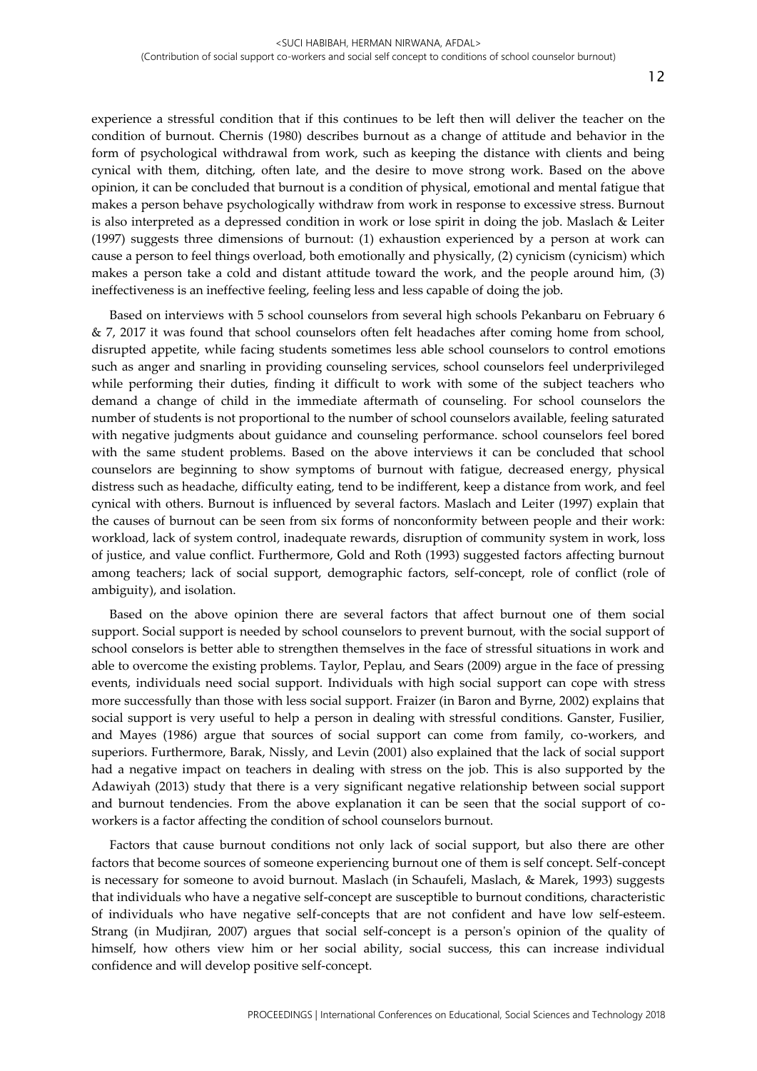experience a stressful condition that if this continues to be left then will deliver the teacher on the condition of burnout. Chernis (1980) describes burnout as a change of attitude and behavior in the form of psychological withdrawal from work, such as keeping the distance with clients and being cynical with them, ditching, often late, and the desire to move strong work. Based on the above opinion, it can be concluded that burnout is a condition of physical, emotional and mental fatigue that makes a person behave psychologically withdraw from work in response to excessive stress. Burnout is also interpreted as a depressed condition in work or lose spirit in doing the job. Maslach & Leiter (1997) suggests three dimensions of burnout: (1) exhaustion experienced by a person at work can cause a person to feel things overload, both emotionally and physically, (2) cynicism (cynicism) which makes a person take a cold and distant attitude toward the work, and the people around him, (3) ineffectiveness is an ineffective feeling, feeling less and less capable of doing the job.

Based on interviews with 5 school counselors from several high schools Pekanbaru on February 6 & 7, 2017 it was found that school counselors often felt headaches after coming home from school, disrupted appetite, while facing students sometimes less able school counselors to control emotions such as anger and snarling in providing counseling services, school counselors feel underprivileged while performing their duties, finding it difficult to work with some of the subject teachers who demand a change of child in the immediate aftermath of counseling. For school counselors the number of students is not proportional to the number of school counselors available, feeling saturated with negative judgments about guidance and counseling performance. school counselors feel bored with the same student problems. Based on the above interviews it can be concluded that school counselors are beginning to show symptoms of burnout with fatigue, decreased energy, physical distress such as headache, difficulty eating, tend to be indifferent, keep a distance from work, and feel cynical with others. Burnout is influenced by several factors. Maslach and Leiter (1997) explain that the causes of burnout can be seen from six forms of nonconformity between people and their work: workload, lack of system control, inadequate rewards, disruption of community system in work, loss of justice, and value conflict. Furthermore, Gold and Roth (1993) suggested factors affecting burnout among teachers; lack of social support, demographic factors, self-concept, role of conflict (role of ambiguity), and isolation.

Based on the above opinion there are several factors that affect burnout one of them social support. Social support is needed by school counselors to prevent burnout, with the social support of school conselors is better able to strengthen themselves in the face of stressful situations in work and able to overcome the existing problems. Taylor, Peplau, and Sears (2009) argue in the face of pressing events, individuals need social support. Individuals with high social support can cope with stress more successfully than those with less social support. Fraizer (in Baron and Byrne, 2002) explains that social support is very useful to help a person in dealing with stressful conditions. Ganster, Fusilier, and Mayes (1986) argue that sources of social support can come from family, co-workers, and superiors. Furthermore, Barak, Nissly, and Levin (2001) also explained that the lack of social support had a negative impact on teachers in dealing with stress on the job. This is also supported by the Adawiyah (2013) study that there is a very significant negative relationship between social support and burnout tendencies. From the above explanation it can be seen that the social support of co-workers is a factor affecting the condition of school counselors burnout.

Factors that cause burnout conditions not only lack of social support, but also there are other factors that become sources of someone experiencing burnout one of them is self concept. Self-concept is necessary for someone to avoid burnout. Maslach (in Schaufeli, Maslach, & Marek, 1993) suggests that individuals who have a negative self-concept are susceptible to burnout conditions, characteristic of individuals who have negative self-concepts that are not confident and have low self-esteem. Strang (in Mudjiran, 2007) argues that social self-concept is a person's opinion of the quality of himself, how others view him or her social ability, social success, this can increase individual confidence and will develop positive self-concept.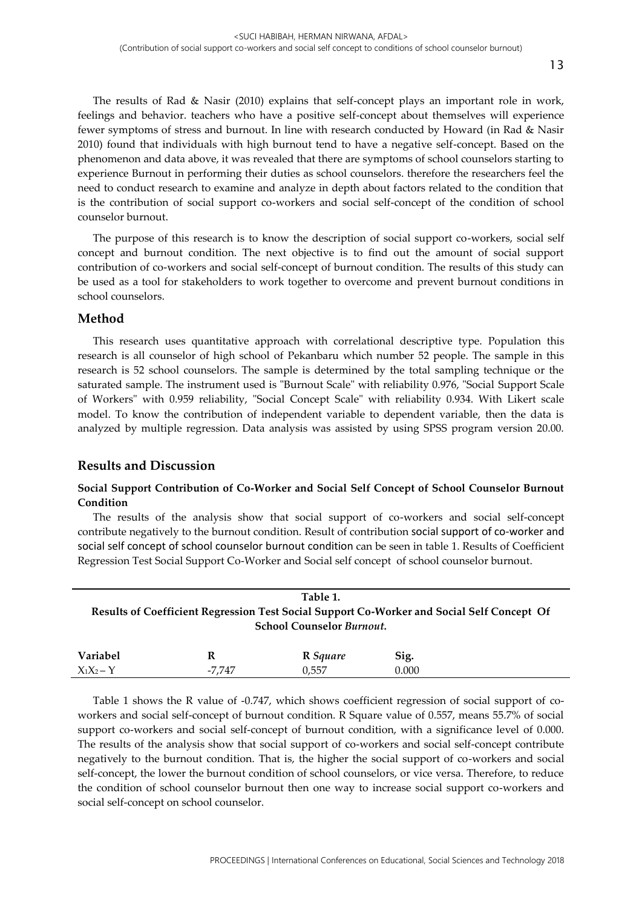The results of Rad & Nasir (2010) explains that self-concept plays an important role in work, feelings and behavior. teachers who have a positive self-concept about themselves will experience fewer symptoms of stress and burnout. In line with research conducted by Howard (in Rad & Nasir 2010) found that individuals with high burnout tend to have a negative self-concept. Based on the phenomenon and data above, it was revealed that there are symptoms of school counselors starting to experience Burnout in performing their duties as school counselors. therefore the researchers feel the need to conduct research to examine and analyze in depth about factors related to the condition that is the contribution of social support co-workers and social self-concept of the condition of school counselor burnout.

The purpose of this research is to know the description of social support co-workers, social self concept and burnout condition. The next objective is to find out the amount of social support contribution of co-workers and social self-concept of burnout condition. The results of this study can be used as a tool for stakeholders to work together to overcome and prevent burnout conditions in school counselors.

## Method

This research uses quantitative approach with correlational descriptive type. Population this research is all counselor of high school of Pekanbaru which number 52 people. The sample in this research is 52 school counselors. The sample is determined by the total sampling technique or the saturated sample. The instrument used is "Burnout Scale" with reliability 0.976, "Social Support Scale of Workers" with 0.959 reliability, "Social Concept Scale" with reliability 0.934. With Likert scale model. To know the contribution of independent variable to dependent variable, then the data is analyzed by multiple regression. Data analysis was assisted by using SPSS program version 20.00.

## Results and Discussion

### Social Support Contribution of Co-Worker and Social Self Concept of School Counselor Burnout Condition

The results of the analysis show that social support of co-workers and social self-concept contribute negatively to the burnout condition. Result of contribution social support of co-worker and social self concept of school counselor burnout condition can be seen in table 1. Results of Coefficient Regression Test Social Support Co-Worker and Social self concept of school counselor burnout.

**Table 1.**
**Results of Coefficient Regression Test Social Support Co-Worker and Social Self Concept Of School Counselor *Burnout*.**

| Variabel | R | R *Square* | Sig. |
|---|---|---|---|
| $X_1X_2 – Y$ | -7,747 | 0,557 | 0.000 |

Table 1 shows the R value of -0.747, which shows coefficient regression of social support of co-workers and social self-concept of burnout condition. R Square value of 0.557, means 55.7% of social support co-workers and social self-concept of burnout condition, with a significance level of 0.000. The results of the analysis show that social support of co-workers and social self-concept contribute negatively to the burnout condition. That is, the higher the social support of co-workers and social self-concept, the lower the burnout condition of school counselors, or vice versa. Therefore, to reduce the condition of school counselor burnout then one way to increase social support co-workers and social self-concept on school counselor.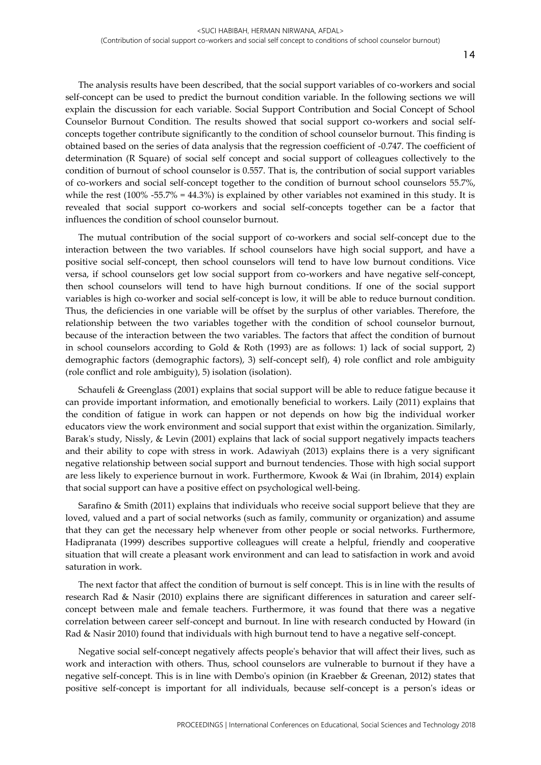The analysis results have been described, that the social support variables of co-workers and social self-concept can be used to predict the burnout condition variable. In the following sections we will explain the discussion for each variable. Social Support Contribution and Social Concept of School Counselor Burnout Condition. The results showed that social support co-workers and social self-concepts together contribute significantly to the condition of school counselor burnout. This finding is obtained based on the series of data analysis that the regression coefficient of -0.747. The coefficient of determination (R Square) of social self concept and social support of colleagues collectively to the condition of burnout of school counselor is 0.557. That is, the contribution of social support variables of co-workers and social self-concept together to the condition of burnout school counselors 55.7%, while the rest (100% -55.7% = 44.3%) is explained by other variables not examined in this study. It is revealed that social support co-workers and social self-concepts together can be a factor that influences the condition of school counselor burnout.

The mutual contribution of the social support of co-workers and social self-concept due to the interaction between the two variables. If school counselors have high social support, and have a positive social self-concept, then school counselors will tend to have low burnout conditions. Vice versa, if school counselors get low social support from co-workers and have negative self-concept, then school counselors will tend to have high burnout conditions. If one of the social support variables is high co-worker and social self-concept is low, it will be able to reduce burnout condition. Thus, the deficiencies in one variable will be offset by the surplus of other variables. Therefore, the relationship between the two variables together with the condition of school counselor burnout, because of the interaction between the two variables. The factors that affect the condition of burnout in school counselors according to Gold & Roth (1993) are as follows: 1) lack of social support, 2) demographic factors (demographic factors), 3) self-concept self), 4) role conflict and role ambiguity (role conflict and role ambiguity), 5) isolation (isolation).

Schaufeli & Greenglass (2001) explains that social support will be able to reduce fatigue because it can provide important information, and emotionally beneficial to workers. Laily (2011) explains that the condition of fatigue in work can happen or not depends on how big the individual worker educators view the work environment and social support that exist within the organization. Similarly, Barak's study, Nissly, & Levin (2001) explains that lack of social support negatively impacts teachers and their ability to cope with stress in work. Adawiyah (2013) explains there is a very significant negative relationship between social support and burnout tendencies. Those with high social support are less likely to experience burnout in work. Furthermore, Kwook & Wai (in Ibrahim, 2014) explain that social support can have a positive effect on psychological well-being.

Sarafino & Smith (2011) explains that individuals who receive social support believe that they are loved, valued and a part of social networks (such as family, community or organization) and assume that they can get the necessary help whenever from other people or social networks. Furthermore, Hadipranata (1999) describes supportive colleagues will create a helpful, friendly and cooperative situation that will create a pleasant work environment and can lead to satisfaction in work and avoid saturation in work.

The next factor that affect the condition of burnout is self concept. This is in line with the results of research Rad & Nasir (2010) explains there are significant differences in saturation and career self-concept between male and female teachers. Furthermore, it was found that there was a negative correlation between career self-concept and burnout. In line with research conducted by Howard (in Rad & Nasir 2010) found that individuals with high burnout tend to have a negative self-concept.

Negative social self-concept negatively affects people's behavior that will affect their lives, such as work and interaction with others. Thus, school counselors are vulnerable to burnout if they have a negative self-concept. This is in line with Dembo's opinion (in Kraebber & Greenan, 2012) states that positive self-concept is important for all individuals, because self-concept is a person's ideas or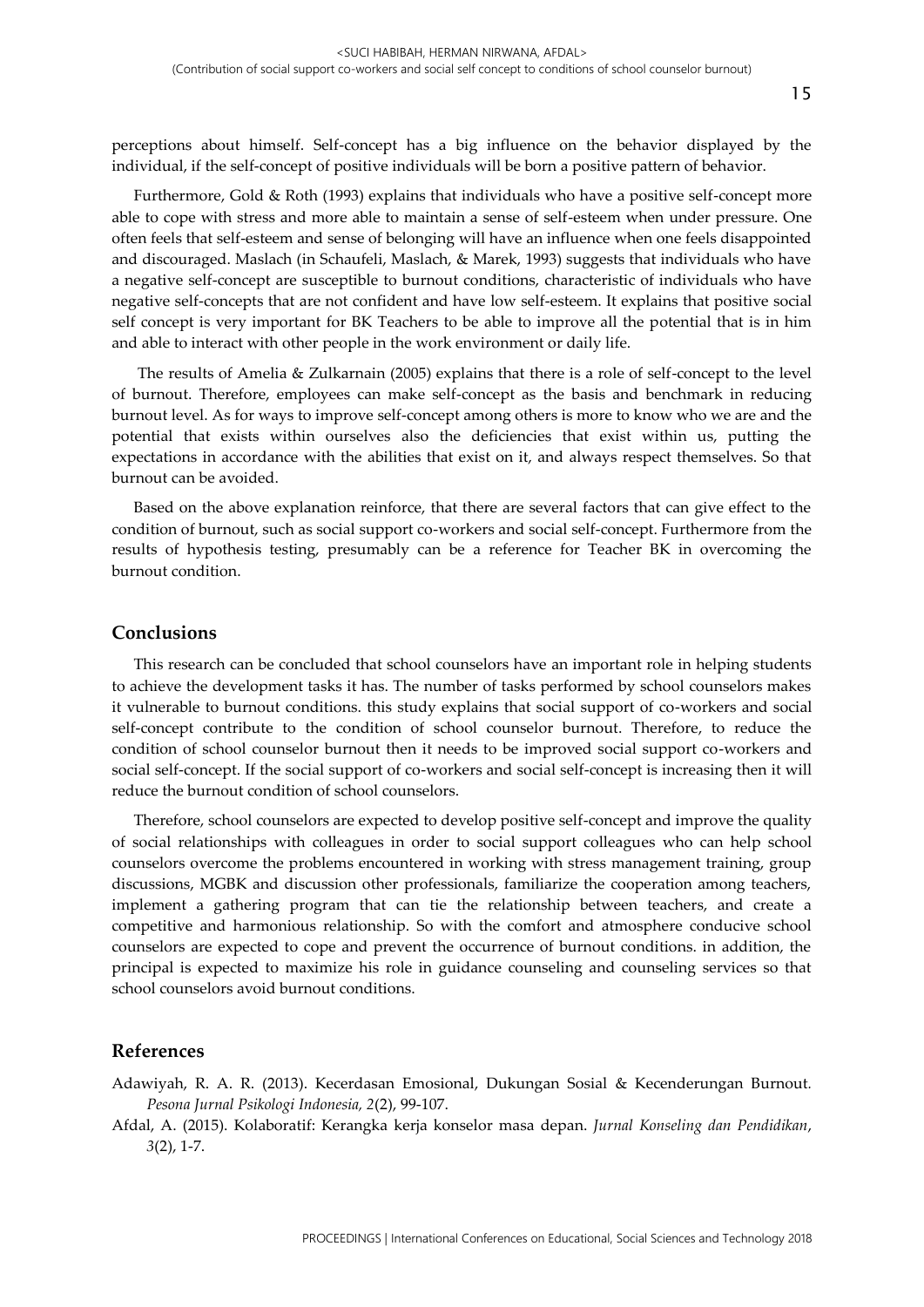perceptions about himself. Self-concept has a big influence on the behavior displayed by the individual, if the self-concept of positive individuals will be born a positive pattern of behavior.

Furthermore, Gold & Roth (1993) explains that individuals who have a positive self-concept more able to cope with stress and more able to maintain a sense of self-esteem when under pressure. One often feels that self-esteem and sense of belonging will have an influence when one feels disappointed and discouraged. Maslach (in Schaufeli, Maslach, & Marek, 1993) suggests that individuals who have a negative self-concept are susceptible to burnout conditions, characteristic of individuals who have negative self-concepts that are not confident and have low self-esteem. It explains that positive social self concept is very important for BK Teachers to be able to improve all the potential that is in him and able to interact with other people in the work environment or daily life.

The results of Amelia & Zulkarnain (2005) explains that there is a role of self-concept to the level of burnout. Therefore, employees can make self-concept as the basis and benchmark in reducing burnout level. As for ways to improve self-concept among others is more to know who we are and the potential that exists within ourselves also the deficiencies that exist within us, putting the expectations in accordance with the abilities that exist on it, and always respect themselves. So that burnout can be avoided.

Based on the above explanation reinforce, that there are several factors that can give effect to the condition of burnout, such as social support co-workers and social self-concept. Furthermore from the results of hypothesis testing, presumably can be a reference for Teacher BK in overcoming the burnout condition.

## Conclusions

This research can be concluded that school counselors have an important role in helping students to achieve the development tasks it has. The number of tasks performed by school counselors makes it vulnerable to burnout conditions. this study explains that social support of co-workers and social self-concept contribute to the condition of school counselor burnout. Therefore, to reduce the condition of school counselor burnout then it needs to be improved social support co-workers and social self-concept. If the social support of co-workers and social self-concept is increasing then it will reduce the burnout condition of school counselors.

Therefore, school counselors are expected to develop positive self-concept and improve the quality of social relationships with colleagues in order to social support colleagues who can help school counselors overcome the problems encountered in working with stress management training, group discussions, MGBK and discussion other professionals, familiarize the cooperation among teachers, implement a gathering program that can tie the relationship between teachers, and create a competitive and harmonious relationship. So with the comfort and atmosphere conducive school counselors are expected to cope and prevent the occurrence of burnout conditions. in addition, the principal is expected to maximize his role in guidance counseling and counseling services so that school counselors avoid burnout conditions.

## References

Adawiyah, R. A. R. (2013). Kecerdasan Emosional, Dukungan Sosial & Kecenderungan Burnout. *Pesona Jurnal Psikologi Indonesia, 2*(2), 99-107.

Afdal, A. (2015). Kolaboratif: Kerangka kerja konselor masa depan. *Jurnal Konseling dan Pendidikan*, *3*(2), 1-7.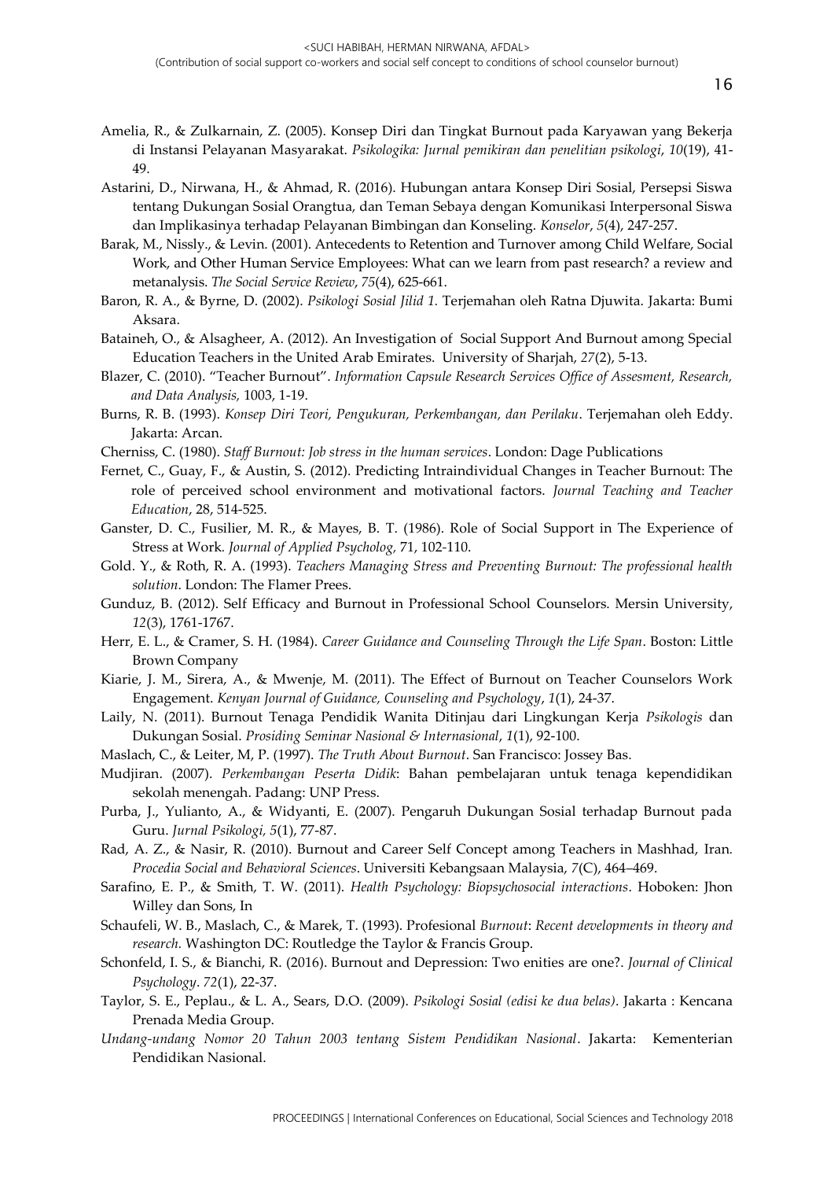Amelia, R., & Zulkarnain, Z. (2005). Konsep Diri dan Tingkat Burnout pada Karyawan yang Bekerja di Instansi Pelayanan Masyarakat. *Psikologika: Jurnal pemikiran dan penelitian psikologi*, *10*(19), 41-49.

Astarini, D., Nirwana, H., & Ahmad, R. (2016). Hubungan antara Konsep Diri Sosial, Persepsi Siswa tentang Dukungan Sosial Orangtua, dan Teman Sebaya dengan Komunikasi Interpersonal Siswa dan Implikasinya terhadap Pelayanan Bimbingan dan Konseling. *Konselor*, *5*(4), 247-257.

Barak, M., Nissly., & Levin. (2001). Antecedents to Retention and Turnover among Child Welfare, Social Work, and Other Human Service Employees: What can we learn from past research? a review and metanalysis. *The Social Service Review*, *75*(4), 625-661.

Baron, R. A., & Byrne, D. (2002). *Psikologi Sosial Jilid 1.* Terjemahan oleh Ratna Djuwita. Jakarta: Bumi Aksara.

Bataineh, O., & Alsagheer, A. (2012). An Investigation of Social Support And Burnout among Special Education Teachers in the United Arab Emirates. University of Sharjah, *27*(2), 5-13.

Blazer, C. (2010). "Teacher Burnout". *Information Capsule Research Services Office of Assesment, Research, and Data Analysis,* 1003, 1-19.

Burns, R. B. (1993). *Konsep Diri Teori, Pengukuran, Perkembangan, dan Perilaku*. Terjemahan oleh Eddy. Jakarta: Arcan.

Cherniss, C. (1980). *Staff Burnout: Job stress in the human services*. London: Dage Publications

Fernet, C., Guay, F., & Austin, S. (2012). Predicting Intraindividual Changes in Teacher Burnout: The role of perceived school environment and motivational factors. *Journal Teaching and Teacher Education*, 28, 514-525.

Ganster, D. C., Fusilier, M. R., & Mayes, B. T. (1986). Role of Social Support in The Experience of Stress at Work. *Journal of Applied Psycholog,* 71, 102-110.

Gold. Y., & Roth, R. A. (1993). *Teachers Managing Stress and Preventing Burnout: The professional health solution*. London: The Flamer Prees.

Gunduz, B. (2012). Self Efficacy and Burnout in Professional School Counselors. Mersin University, *12*(3), 1761-1767.

Herr, E. L., & Cramer, S. H. (1984). *Career Guidance and Counseling Through the Life Span*. Boston: Little Brown Company

Kiarie, J. M., Sirera, A., & Mwenje, M. (2011). The Effect of Burnout on Teacher Counselors Work Engagement. *Kenyan Journal of Guidance, Counseling and Psychology*, *1*(1), 24-37.

Laily, N. (2011). Burnout Tenaga Pendidik Wanita Ditinjau dari Lingkungan Kerja *Psikologis* dan Dukungan Sosial. *Prosiding Seminar Nasional & Internasional*, *1*(1), 92-100.

Maslach, C., & Leiter, M, P. (1997). *The Truth About Burnout*. San Francisco: Jossey Bas.

Mudjiran. (2007). *Perkembangan Peserta Didik*: Bahan pembelajaran untuk tenaga kependidikan sekolah menengah. Padang: UNP Press.

Purba, J., Yulianto, A., & Widyanti, E. (2007). Pengaruh Dukungan Sosial terhadap Burnout pada Guru. *Jurnal Psikologi, 5*(1), 77-87.

Rad, A. Z., & Nasir, R. (2010). Burnout and Career Self Concept among Teachers in Mashhad, Iran. *Procedia Social and Behavioral Sciences*. Universiti Kebangsaan Malaysia, *7*(C), 464–469.

Sarafino, E. P., & Smith, T. W. (2011). *Health Psychology: Biopsychosocial interactions*. Hoboken: Jhon Willey dan Sons, In

Schaufeli, W. B., Maslach, C., & Marek, T. (1993). Profesional *Burnout*: *Recent developments in theory and research.* Washington DC: Routledge the Taylor & Francis Group.

Schonfeld, I. S., & Bianchi, R. (2016). Burnout and Depression: Two enities are one?. *Journal of Clinical Psychology*. *72*(1), 22-37.

Taylor, S. E., Peplau., & L. A., Sears, D.O. (2009). *Psikologi Sosial (edisi ke dua belas)*. Jakarta : Kencana Prenada Media Group.

*Undang-undang Nomor 20 Tahun 2003 tentang Sistem Pendidikan Nasional*. Jakarta: Kementerian Pendidikan Nasional.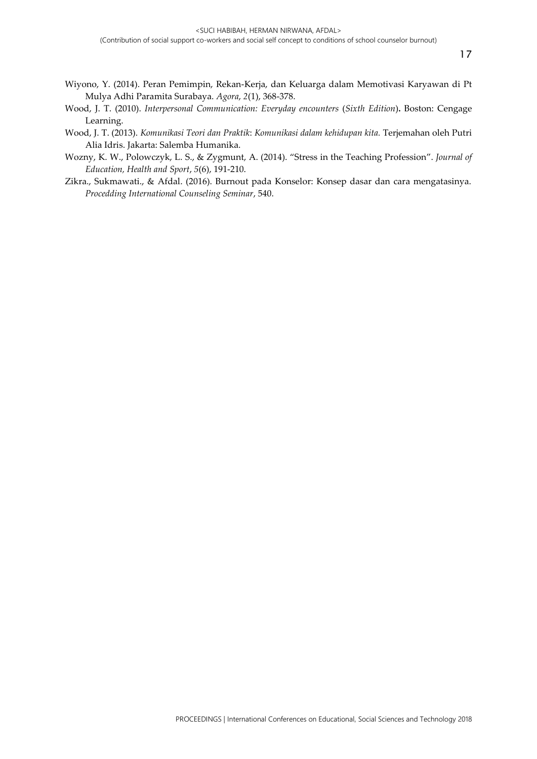Wiyono, Y. (2014). Peran Pemimpin, Rekan-Kerja, dan Keluarga dalam Memotivasi Karyawan di Pt Mulya Adhi Paramita Surabaya. *Agora*, *2*(1), 368-378.

Wood, J. T. (2010). *Interpersonal Communication: Everyday encounters* (*Sixth Edition*)**.** Boston: Cengage Learning.

Wood, J. T. (2013). *Komunikasi Teori dan Praktik*: *Komunikasi dalam kehidupan kita.* Terjemahan oleh Putri Alia Idris. Jakarta: Salemba Humanika.

Wozny, K. W., Polowczyk, L. S., & Zygmunt, A. (2014). "Stress in the Teaching Profession". *Journal of Education, Health and Sport*, *5*(6), 191-210.

Zikra., Sukmawati., & Afdal. (2016). Burnout pada Konselor: Konsep dasar dan cara mengatasinya. *Procedding International Counseling Seminar*, 540.